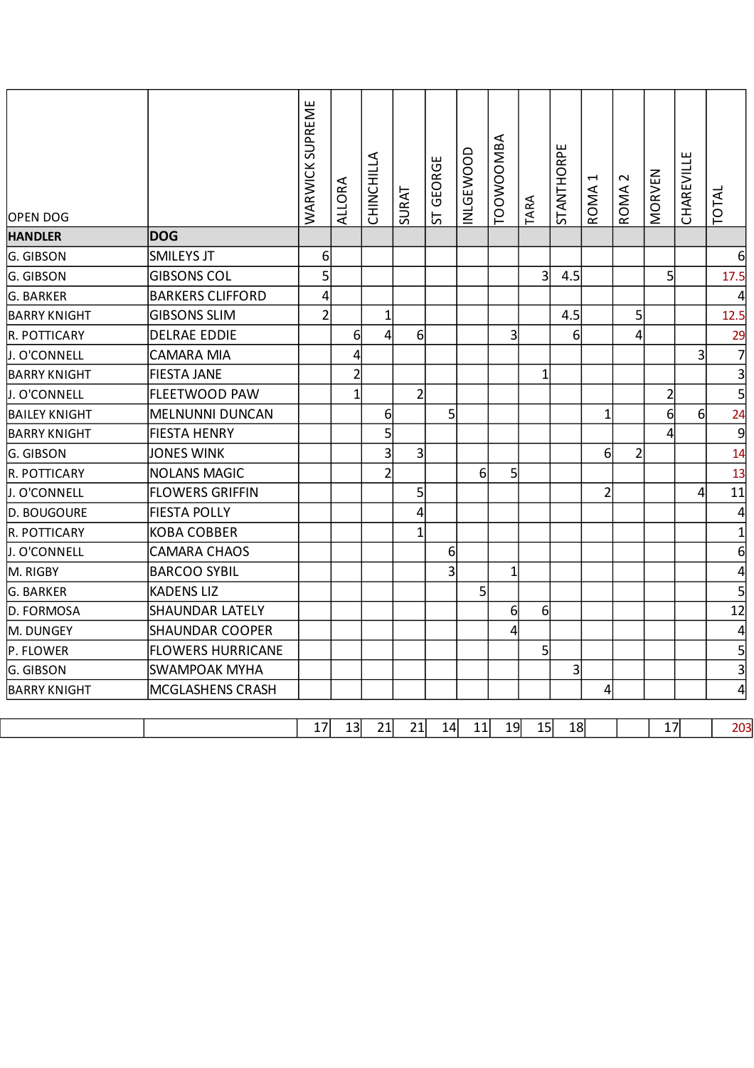| OPEN DOG | | WARWICK SUPREME | ALLORA | CHINCHILLA | SURAT | ST GEORGE | INLGEWOOD | TOOWOOMBA | TARA | STANTHORPE | ROMA 1 | ROMA 2 | MORVEN | CHAREVILLE | TOTAL |
|---|---|---|---|---|---|---|---|---|---|---|---|---|---|---|---|
| **HANDLER** | **DOG** | | | | | | | | | | | | | | |
| G. GIBSON | SMILEYS JT | 6 | | | | | | | | | | | | | 6 |
| G. GIBSON | GIBSONS COL | 5 | | | | | | | 3 | 4.5 | | | 5 | | 17.5 |
| G. BARKER | BARKERS CLIFFORD | 4 | | | | | | | | | | | | | 4 |
| BARRY KNIGHT | GIBSONS SLIM | 2 | | 1 | | | | | | 4.5 | | 5 | | | 12.5 |
| R. POTTICARY | DELRAE EDDIE | | 6 | 4 | 6 | | | 3 | | 6 | | 4 | | | 29 |
| J. O'CONNELL | CAMARA MIA | | 4 | | | | | | | | | | | 3 | 7 |
| BARRY KNIGHT | FIESTA JANE | | 2 | | | | | | 1 | | | | | | 3 |
| J. O'CONNELL | FLEETWOOD PAW | | 1 | | 2 | | | | | | | | 2 | | 5 |
| BAILEY KNIGHT | MELNUNNI DUNCAN | | | 6 | | 5 | | | | | 1 | | 6 | 6 | 24 |
| BARRY KNIGHT | FIESTA HENRY | | | 5 | | | | | | | | | 4 | | 9 |
| G. GIBSON | JONES WINK | | | 3 | 3 | | | | | | 6 | 2 | | | 14 |
| R. POTTICARY | NOLANS MAGIC | | | 2 | | | 6 | 5 | | | | | | | 13 |
| J. O'CONNELL | FLOWERS GRIFFIN | | | | 5 | | | | | | 2 | | | 4 | 11 |
| D. BOUGOURE | FIESTA POLLY | | | | 4 | | | | | | | | | | 4 |
| R. POTTICARY | KOBA COBBER | | | | 1 | | | | | | | | | | 1 |
| J. O'CONNELL | CAMARA CHAOS | | | | | 6 | | | | | | | | | 6 |
| M. RIGBY | BARCOO SYBIL | | | | | 3 | | 1 | | | | | | | 4 |
| G. BARKER | KADENS LIZ | | | | | | 5 | | | | | | | | 5 |
| D. FORMOSA | SHAUNDAR LATELY | | | | | | | 6 | 6 | | | | | | 12 |
| M. DUNGEY | SHAUNDAR COOPER | | | | | | | 4 | | | | | | | 4 |
| P. FLOWER | FLOWERS HURRICANE | | | | | | | | 5 | | | | | | 5 |
| G. GIBSON | SWAMPOAK MYHA | | | | | | | | | 3 | | | | | 3 |
| BARRY KNIGHT | MCGLASHENS CRASH | | | | | | | | | | 4 | | | | 4 |
| | | 17 | 13 | 21 | 21 | 14 | 11 | 19 | 15 | 18 | | | 17 | | 203 |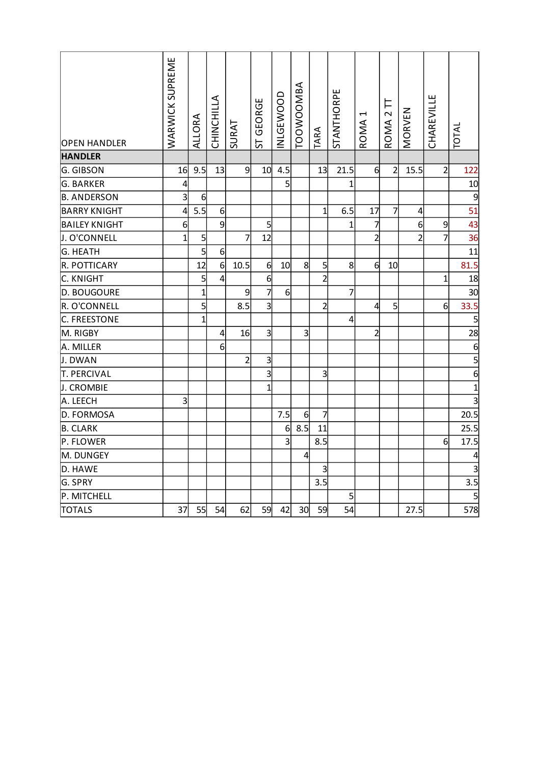| OPEN HANDLER | WARWICK SUPREME | ALLORA | CHINCHILLA | SURAT | ST GEORGE | INLGEWOOD | TOOWOOMBA | TARA | STANTHORPE | ROMA 1 | ROMA 2 TT | MORVEN | CHAREVILLE | TOTAL |
|---|---|---|---|---|---|---|---|---|---|---|---|---|---|---|
| **HANDLER** | | | | | | | | | | | | | | |
| G. GIBSON | 16 | 9.5 | 13 | 9 | 10 | 4.5 | | 13 | 21.5 | 6 | 2 | 15.5 | 2 | 122 |
| G. BARKER | 4 | | | | | 5 | | | 1 | | | | | 10 |
| B. ANDERSON | 3 | 6 | | | | | | | | | | | | 9 |
| BARRY KNIGHT | 4 | 5.5 | 6 | | | | | 1 | 6.5 | 17 | 7 | 4 | | 51 |
| BAILEY KNIGHT | 6 | | 9 | | 5 | | | | 1 | 7 | | 6 | 9 | 43 |
| J. O'CONNELL | 1 | 5 | | 7 | 12 | | | | | 2 | | 2 | 7 | 36 |
| G. HEATH | | 5 | 6 | | | | | | | | | | | 11 |
| R. POTTICARY | | 12 | 6 | 10.5 | 6 | 10 | 8 | 5 | 8 | 6 | 10 | | | 81.5 |
| C. KNIGHT | | 5 | 4 | | 6 | | | 2 | | | | | 1 | 18 |
| D. BOUGOURE | | 1 | | 9 | 7 | 6 | | | 7 | | | | | 30 |
| R. O'CONNELL | | 5 | | 8.5 | 3 | | | 2 | | 4 | 5 | | 6 | 33.5 |
| C. FREESTONE | | 1 | | | | | | | 4 | | | | | 5 |
| M. RIGBY | | | 4 | 16 | 3 | | 3 | | | 2 | | | | 28 |
| A. MILLER | | | 6 | | | | | | | | | | | 6 |
| J. DWAN | | | | 2 | 3 | | | | | | | | | 5 |
| T. PERCIVAL | | | | | 3 | | | 3 | | | | | | 6 |
| J. CROMBIE | | | | | 1 | | | | | | | | | 1 |
| A. LEECH | 3 | | | | | | | | | | | | | 3 |
| D. FORMOSA | | | | | | 7.5 | 6 | 7 | | | | | | 20.5 |
| B. CLARK | | | | | | 6 | 8.5 | 11 | | | | | | 25.5 |
| P. FLOWER | | | | | | 3 | | 8.5 | | | | | 6 | 17.5 |
| M. DUNGEY | | | | | | | 4 | | | | | | | 4 |
| D. HAWE | | | | | | | | 3 | | | | | | 3 |
| G. SPRY | | | | | | | | 3.5 | | | | | | 3.5 |
| P. MITCHELL | | | | | | | | | 5 | | | | | 5 |
| TOTALS | 37 | 55 | 54 | 62 | 59 | 42 | 30 | 59 | 54 | | | 27.5 | | 578 |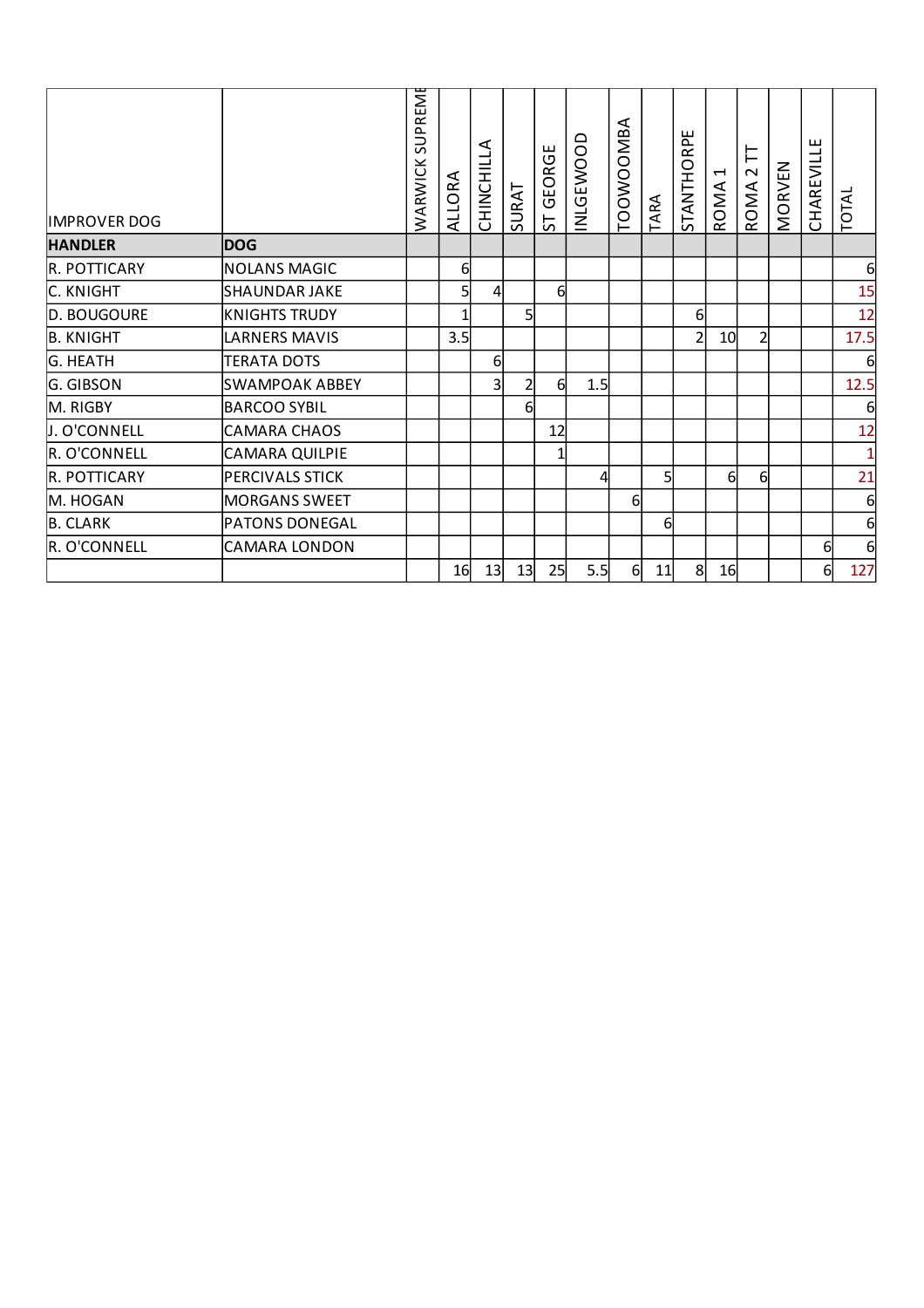| IMPROVER DOG | | WARWICK SUPREME | ALLORA | CHINCHILLA | SURAT | ST GEORGE | INLGEWOOD | TOOWOOMBA | TARA | STANTHORPE | ROMA 1 | ROMA 2 TT | MORVEN | CHAREVILLE | TOTAL |
|---|---|---|---|---|---|---|---|---|---|---|---|---|---|---|---|
| **HANDLER** | **DOG** | | | | | | | | | | | | | | |
| R. POTTICARY | NOLANS MAGIC | | 6 | | | | | | | | | | | | 6 |
| C. KNIGHT | SHAUNDAR JAKE | | 5 | 4 | | 6 | | | | | | | | | 15 |
| D. BOUGOURE | KNIGHTS TRUDY | | 1 | | 5 | | | | | 6 | | | | | 12 |
| B. KNIGHT | LARNERS MAVIS | | 3.5 | | | | | | | 2 | 10 | 2 | | | 17.5 |
| G. HEATH | TERATA DOTS | | | 6 | | | | | | | | | | | 6 |
| G. GIBSON | SWAMPOAK ABBEY | | | 3 | 2 | 6 | 1.5 | | | | | | | | 12.5 |
| M. RIGBY | BARCOO SYBIL | | | | 6 | | | | | | | | | | 6 |
| J. O'CONNELL | CAMARA CHAOS | | | | | 12 | | | | | | | | | 12 |
| R. O'CONNELL | CAMARA QUILPIE | | | | | 1 | | | | | | | | | 1 |
| R. POTTICARY | PERCIVALS STICK | | | | | | 4 | | 5 | | 6 | 6 | | | 21 |
| M. HOGAN | MORGANS SWEET | | | | | | | 6 | | | | | | | 6 |
| B. CLARK | PATONS DONEGAL | | | | | | | | 6 | | | | | | 6 |
| R. O'CONNELL | CAMARA LONDON | | | | | | | | | | | | | 6 | 6 |
| | | | 16 | 13 | 13 | 25 | 5.5 | 6 | 11 | 8 | 16 | | | 6 | 127 |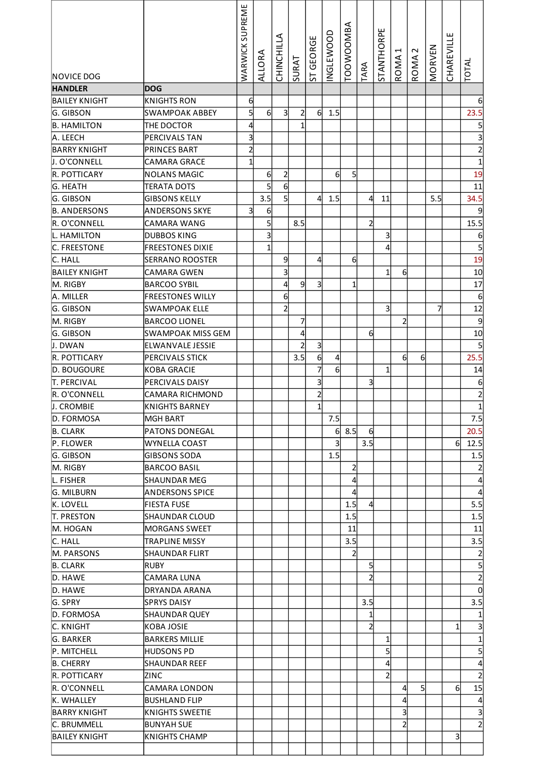| NOVICE DOG | | WARWICK SUPREME | ALLORA | CHINCHILLA | SURAT | ST GEORGE | INGLEWOOD | TOOWOOMBA | TARA | STANTHORPE | ROMA 1 | ROMA 2 | MORVEN | CHAREVILLE | TOTAL |
|---|---|---|---|---|---|---|---|---|---|---|---|---|---|---|---|
| **HANDLER** | **DOG** | | | | | | | | | | | | | | |
| BAILEY KNIGHT | KNIGHTS RON | 6 | | | | | | | | | | | | | 6 |
| G. GIBSON | SWAMPOAK ABBEY | 5 | 6 | 3 | 2 | 6 | 1.5 | | | | | | | | 23.5 |
| B. HAMILTON | THE DOCTOR | 4 | | | 1 | | | | | | | | | | 5 |
| A. LEECH | PERCIVALS TAN | 3 | | | | | | | | | | | | | 3 |
| BARRY KNIGHT | PRINCES BART | 2 | | | | | | | | | | | | | 2 |
| J. O'CONNELL | CAMARA GRACE | 1 | | | | | | | | | | | | | 1 |
| R. POTTICARY | NOLANS MAGIC | | 6 | 2 | | | 6 | 5 | | | | | | | 19 |
| G. HEATH | TERATA DOTS | | 5 | 6 | | | | | | | | | | | 11 |
| G. GIBSON | GIBSONS KELLY | | 3.5 | 5 | | 4 | 1.5 | | 4 | 11 | | | 5.5 | | 34.5 |
| B. ANDERSONS | ANDERSONS SKYE | 3 | 6 | | | | | | | | | | | | 9 |
| R. O'CONNELL | CAMARA WANG | | 5 | | 8.5 | | | | 2 | | | | | | 15.5 |
| L. HAMILTON | DUBBOS KING | | 3 | | | | | | | 3 | | | | | 6 |
| C. FREESTONE | FREESTONES DIXIE | | 1 | | | | | | | 4 | | | | | 5 |
| C. HALL | SERRANO ROOSTER | | | 9 | | 4 | | 6 | | | | | | | 19 |
| BAILEY KNIGHT | CAMARA GWEN | | | 3 | | | | | | 1 | 6 | | | | 10 |
| M. RIGBY | BARCOO SYBIL | | | 4 | 9 | 3 | | 1 | | | | | | | 17 |
| A. MILLER | FREESTONES WILLY | | | 6 | | | | | | | | | | | 6 |
| G. GIBSON | SWAMPOAK ELLE | | | 2 | | | | | | 3 | | | 7 | | 12 |
| M. RIGBY | BARCOO LIONEL | | | | 7 | | | | | | 2 | | | | 9 |
| G. GIBSON | SWAMPOAK MISS GEM | | | | 4 | | | | 6 | | | | | | 10 |
| J. DWAN | ELWANVALE JESSIE | | | | 2 | 3 | | | | | | | | | 5 |
| R. POTTICARY | PERCIVALS STICK | | | | 3.5 | 6 | 4 | | | | 6 | 6 | | | 25.5 |
| D. BOUGOURE | KOBA GRACIE | | | | | 7 | 6 | | | 1 | | | | | 14 |
| T. PERCIVAL | PERCIVALS DAISY | | | | | 3 | | | 3 | | | | | | 6 |
| R. O'CONNELL | CAMARA RICHMOND | | | | | 2 | | | | | | | | | 2 |
| J. CROMBIE | KNIGHTS BARNEY | | | | | 1 | | | | | | | | | 1 |
| D. FORMOSA | MGH BART | | | | | | 7.5 | | | | | | | | 7.5 |
| B. CLARK | PATONS DONEGAL | | | | | | 6 | 8.5 | 6 | | | | | | 20.5 |
| P. FLOWER | WYNELLA COAST | | | | | | 3 | | 3.5 | | | | | 6 | 12.5 |
| G. GIBSON | GIBSONS SODA | | | | | | 1.5 | | | | | | | | 1.5 |
| M. RIGBY | BARCOO BASIL | | | | | | | 2 | | | | | | | 2 |
| L. FISHER | SHAUNDAR MEG | | | | | | | 4 | | | | | | | 4 |
| G. MILBURN | ANDERSONS SPICE | | | | | | | 4 | | | | | | | 4 |
| K. LOVELL | FIESTA FUSE | | | | | | | 1.5 | 4 | | | | | | 5.5 |
| T. PRESTON | SHAUNDAR CLOUD | | | | | | | 1.5 | | | | | | | 1.5 |
| M. HOGAN | MORGANS SWEET | | | | | | | 11 | | | | | | | 11 |
| C. HALL | TRAPLINE MISSY | | | | | | | 3.5 | | | | | | | 3.5 |
| M. PARSONS | SHAUNDAR FLIRT | | | | | | | 2 | | | | | | | 2 |
| B. CLARK | RUBY | | | | | | | | 5 | | | | | | 5 |
| D. HAWE | CAMARA LUNA | | | | | | | | 2 | | | | | | 2 |
| D. HAWE | DRYANDA ARANA | | | | | | | | | | | | | | 0 |
| G. SPRY | SPRYS DAISY | | | | | | | | 3.5 | | | | | | 3.5 |
| D. FORMOSA | SHAUNDAR QUEY | | | | | | | | 1 | | | | | | 1 |
| C. KNIGHT | KOBA JOSIE | | | | | | | | 2 | | | | | 1 | 3 |
| G. BARKER | BARKERS MILLIE | | | | | | | | | 1 | | | | | 1 |
| P. MITCHELL | HUDSONS PD | | | | | | | | | 5 | | | | | 5 |
| B. CHERRY | SHAUNDAR REEF | | | | | | | | | 4 | | | | | 4 |
| R. POTTICARY | ZINC | | | | | | | | | 2 | | | | | 2 |
| R. O'CONNELL | CAMARA LONDON | | | | | | | | | | 4 | 5 | | 6 | 15 |
| K. WHALLEY | BUSHLAND FLIP | | | | | | | | | | 4 | | | | 4 |
| BARRY KNIGHT | KNIGHTS SWEETIE | | | | | | | | | | 3 | | | | 3 |
| C. BRUMMELL | BUNYAH SUE | | | | | | | | | | 2 | | | | 2 |
| BAILEY KNIGHT | KNIGHTS CHAMP | | | | | | | | | | | | | 3 | |
| | | | | | | | | | | | | | | | |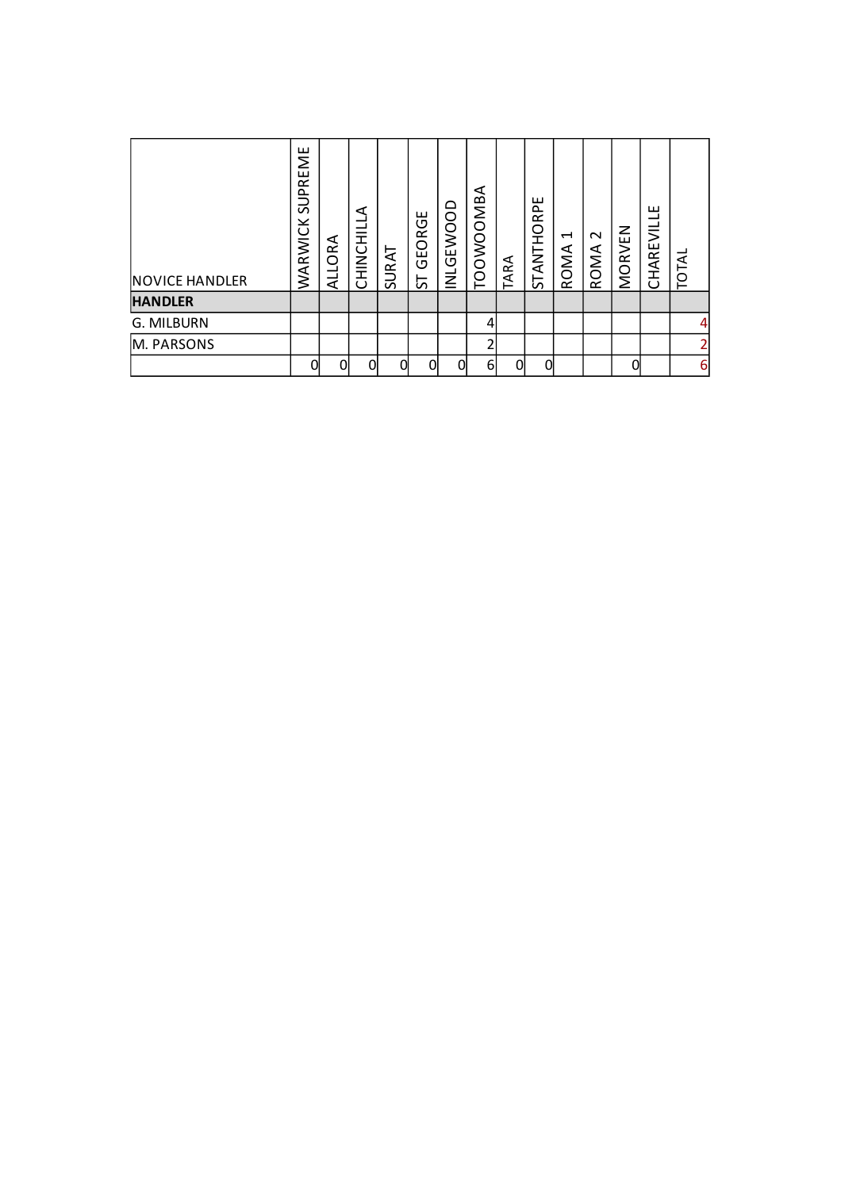| NOVICE HANDLER | WARWICK SUPREME | ALLORA | CHINCHILLA | SURAT | ST GEORGE | INLGEWOOD | TOOWOOMBA | TARA | STANTHORPE | ROMA 1 | ROMA 2 | MORVEN | CHAREVILLE | TOTAL |
|---|---|---|---|---|---|---|---|---|---|---|---|---|---|---|
| **HANDLER** | | | | | | | | | | | | | | |
| G. MILBURN | | | | | | | 4 | | | | | | | 4 |
| M. PARSONS | | | | | | | 2 | | | | | | | 2 |
| | 0 | 0 | 0 | 0 | 0 | 0 | 6 | 0 | 0 | | | 0 | | 6 |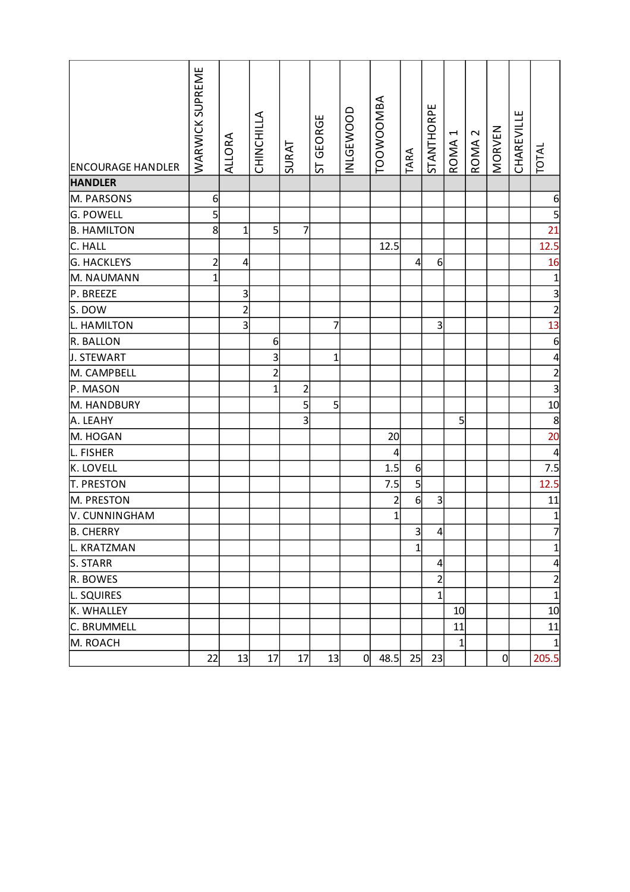| ENCOURAGE HANDLER | WARWICK SUPREME | ALLORA | CHINCHILLA | SURAT | ST GEORGE | INLGEWOOD | TOOWOOMBA | TARA | STANTHORPE | ROMA 1 | ROMA 2 | MORVEN | CHAREVILLE | TOTAL |
|---|---|---|---|---|---|---|---|---|---|---|---|---|---|---|
| **HANDLER** | | | | | | | | | | | | | | |
| M. PARSONS | 6 | | | | | | | | | | | | | 6 |
| G. POWELL | 5 | | | | | | | | | | | | | 5 |
| B. HAMILTON | 8 | 1 | 5 | 7 | | | | | | | | | | 21 |
| C. HALL | | | | | | | 12.5 | | | | | | | 12.5 |
| G. HACKLEYS | 2 | 4 | | | | | | 4 | 6 | | | | | 16 |
| M. NAUMANN | 1 | | | | | | | | | | | | | 1 |
| P. BREEZE | | 3 | | | | | | | | | | | | 3 |
| S. DOW | | 2 | | | | | | | | | | | | 2 |
| L. HAMILTON | | 3 | | | 7 | | | | 3 | | | | | 13 |
| R. BALLON | | | 6 | | | | | | | | | | | 6 |
| J. STEWART | | | 3 | | 1 | | | | | | | | | 4 |
| M. CAMPBELL | | | 2 | | | | | | | | | | | 2 |
| P. MASON | | | 1 | 2 | | | | | | | | | | 3 |
| M. HANDBURY | | | | 5 | 5 | | | | | | | | | 10 |
| A. LEAHY | | | | 3 | | | | | | 5 | | | | 8 |
| M. HOGAN | | | | | | | 20 | | | | | | | 20 |
| L. FISHER | | | | | | | 4 | | | | | | | 4 |
| K. LOVELL | | | | | | | 1.5 | 6 | | | | | | 7.5 |
| T. PRESTON | | | | | | | 7.5 | 5 | | | | | | 12.5 |
| M. PRESTON | | | | | | | 2 | 6 | 3 | | | | | 11 |
| V. CUNNINGHAM | | | | | | | 1 | | | | | | | 1 |
| B. CHERRY | | | | | | | | 3 | 4 | | | | | 7 |
| L. KRATZMAN | | | | | | | | 1 | | | | | | 1 |
| S. STARR | | | | | | | | | 4 | | | | | 4 |
| R. BOWES | | | | | | | | | 2 | | | | | 2 |
| L. SQUIRES | | | | | | | | | 1 | | | | | 1 |
| K. WHALLEY | | | | | | | | | | 10 | | | | 10 |
| C. BRUMMELL | | | | | | | | | | 11 | | | | 11 |
| M. ROACH | | | | | | | | | | 1 | | | | 1 |
| | 22 | 13 | 17 | 17 | 13 | 0 | 48.5 | 25 | 23 | | | 0 | | 205.5 |